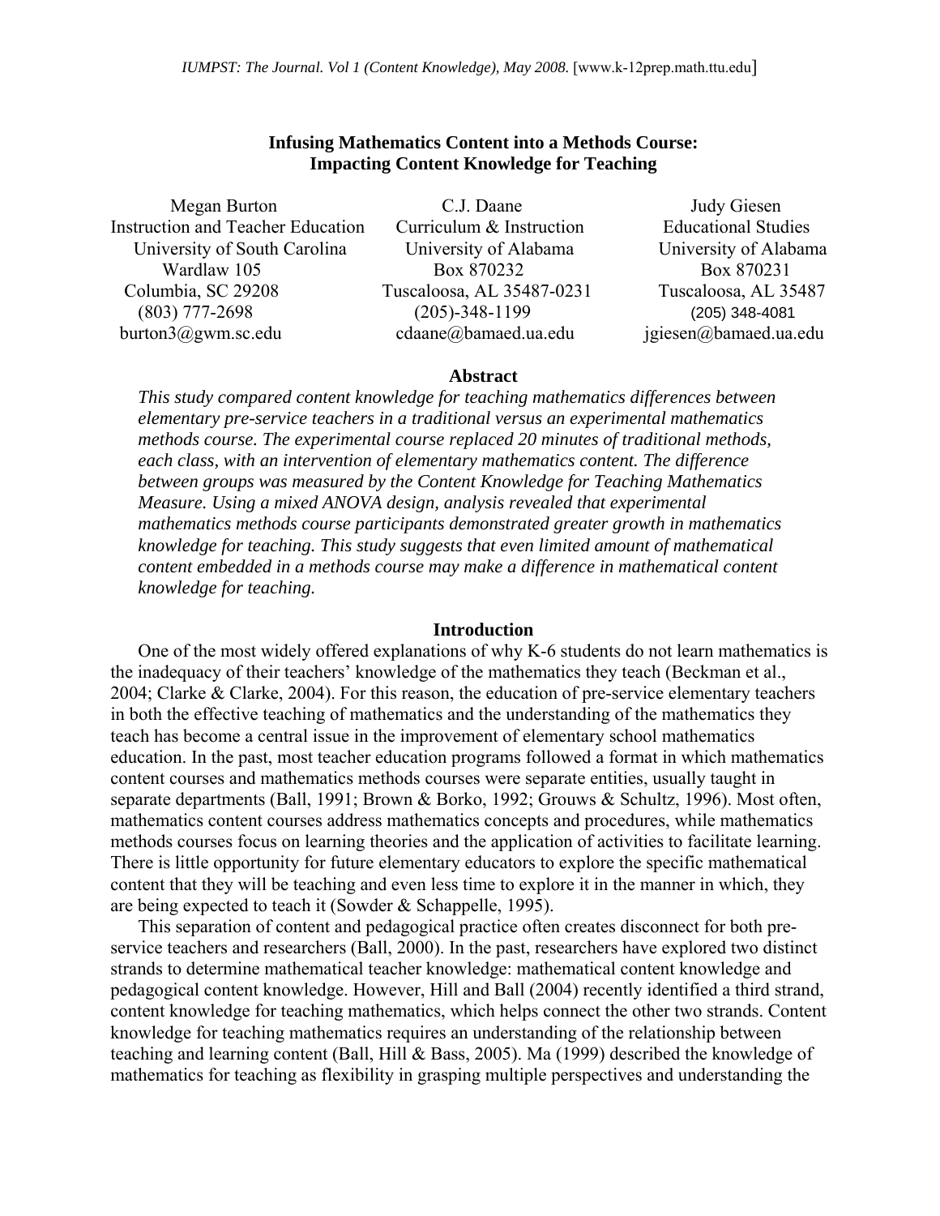# Infusing Mathematics Content into a Methods Course: Impacting Content Knowledge for Teaching

Megan Burton
Instruction and Teacher Education
University of South Carolina
Wardlaw 105
Columbia, SC 29208
(803) 777-2698
burton3@gwm.sc.edu

C.J. Daane
Curriculum & Instruction
University of Alabama
Box 870232
Tuscaloosa, AL 35487-0231
(205)-348-1199
cdaane@bamaed.ua.edu

Judy Giesen
Educational Studies
University of Alabama
Box 870231
Tuscaloosa, AL 35487
(205) 348-4081
jgiesen@bamaed.ua.edu

## Abstract

*This study compared content knowledge for teaching mathematics differences between elementary pre-service teachers in a traditional versus an experimental mathematics methods course. The experimental course replaced 20 minutes of traditional methods, each class, with an intervention of elementary mathematics content. The difference between groups was measured by the Content Knowledge for Teaching Mathematics Measure. Using a mixed ANOVA design, analysis revealed that experimental mathematics methods course participants demonstrated greater growth in mathematics knowledge for teaching. This study suggests that even limited amount of mathematical content embedded in a methods course may make a difference in mathematical content knowledge for teaching.*

## Introduction

One of the most widely offered explanations of why K-6 students do not learn mathematics is the inadequacy of their teachers' knowledge of the mathematics they teach (Beckman et al., 2004; Clarke & Clarke, 2004). For this reason, the education of pre-service elementary teachers in both the effective teaching of mathematics and the understanding of the mathematics they teach has become a central issue in the improvement of elementary school mathematics education. In the past, most teacher education programs followed a format in which mathematics content courses and mathematics methods courses were separate entities, usually taught in separate departments (Ball, 1991; Brown & Borko, 1992; Grouws & Schultz, 1996). Most often, mathematics content courses address mathematics concepts and procedures, while mathematics methods courses focus on learning theories and the application of activities to facilitate learning. There is little opportunity for future elementary educators to explore the specific mathematical content that they will be teaching and even less time to explore it in the manner in which, they are being expected to teach it (Sowder & Schappelle, 1995).

This separation of content and pedagogical practice often creates disconnect for both pre-service teachers and researchers (Ball, 2000). In the past, researchers have explored two distinct strands to determine mathematical teacher knowledge: mathematical content knowledge and pedagogical content knowledge. However, Hill and Ball (2004) recently identified a third strand, content knowledge for teaching mathematics, which helps connect the other two strands. Content knowledge for teaching mathematics requires an understanding of the relationship between teaching and learning content (Ball, Hill & Bass, 2005). Ma (1999) described the knowledge of mathematics for teaching as flexibility in grasping multiple perspectives and understanding the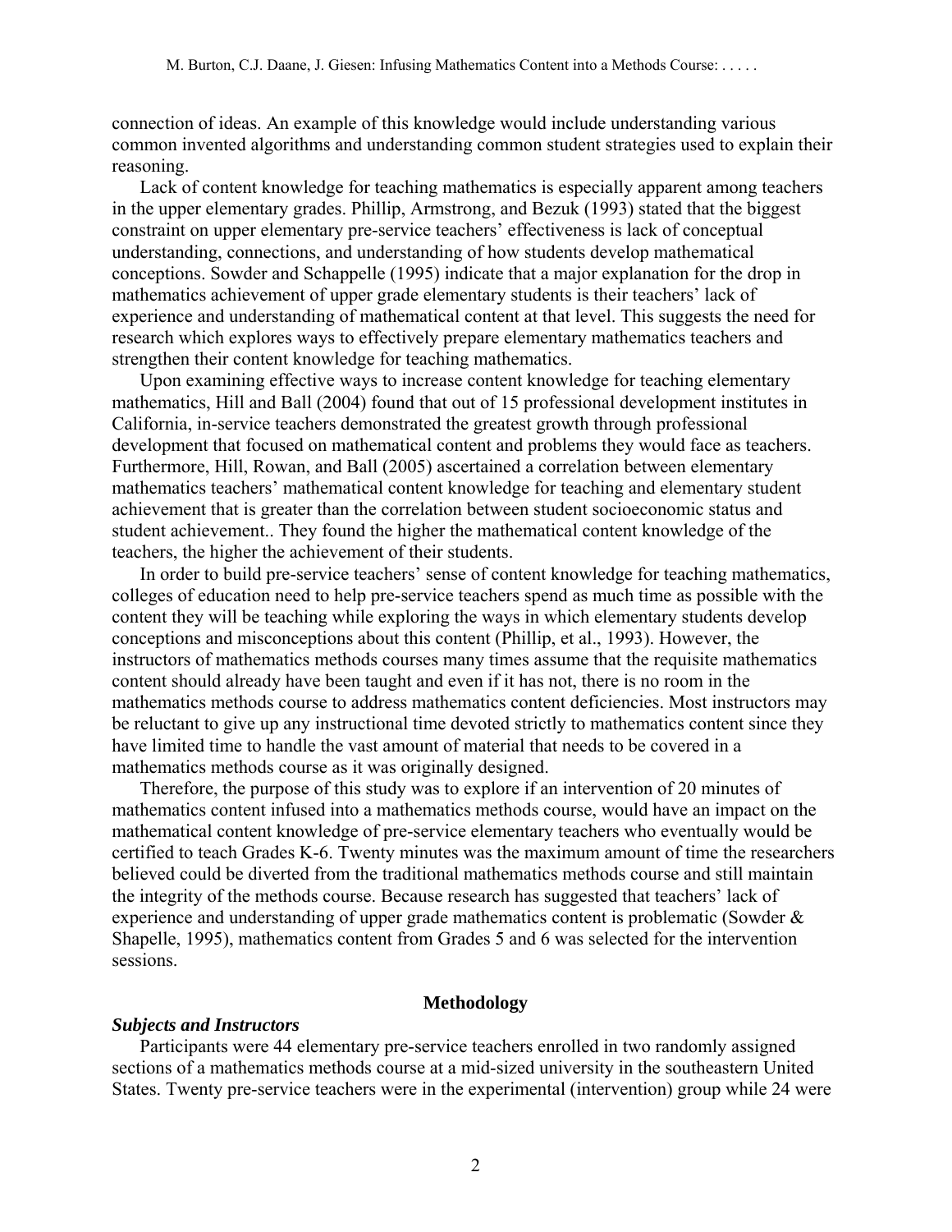connection of ideas. An example of this knowledge would include understanding various common invented algorithms and understanding common student strategies used to explain their reasoning.

Lack of content knowledge for teaching mathematics is especially apparent among teachers in the upper elementary grades. Phillip, Armstrong, and Bezuk (1993) stated that the biggest constraint on upper elementary pre-service teachers' effectiveness is lack of conceptual understanding, connections, and understanding of how students develop mathematical conceptions. Sowder and Schappelle (1995) indicate that a major explanation for the drop in mathematics achievement of upper grade elementary students is their teachers' lack of experience and understanding of mathematical content at that level. This suggests the need for research which explores ways to effectively prepare elementary mathematics teachers and strengthen their content knowledge for teaching mathematics.

Upon examining effective ways to increase content knowledge for teaching elementary mathematics, Hill and Ball (2004) found that out of 15 professional development institutes in California, in-service teachers demonstrated the greatest growth through professional development that focused on mathematical content and problems they would face as teachers. Furthermore, Hill, Rowan, and Ball (2005) ascertained a correlation between elementary mathematics teachers' mathematical content knowledge for teaching and elementary student achievement that is greater than the correlation between student socioeconomic status and student achievement.. They found the higher the mathematical content knowledge of the teachers, the higher the achievement of their students.

In order to build pre-service teachers' sense of content knowledge for teaching mathematics, colleges of education need to help pre-service teachers spend as much time as possible with the content they will be teaching while exploring the ways in which elementary students develop conceptions and misconceptions about this content (Phillip, et al., 1993). However, the instructors of mathematics methods courses many times assume that the requisite mathematics content should already have been taught and even if it has not, there is no room in the mathematics methods course to address mathematics content deficiencies. Most instructors may be reluctant to give up any instructional time devoted strictly to mathematics content since they have limited time to handle the vast amount of material that needs to be covered in a mathematics methods course as it was originally designed.

Therefore, the purpose of this study was to explore if an intervention of 20 minutes of mathematics content infused into a mathematics methods course, would have an impact on the mathematical content knowledge of pre-service elementary teachers who eventually would be certified to teach Grades K-6. Twenty minutes was the maximum amount of time the researchers believed could be diverted from the traditional mathematics methods course and still maintain the integrity of the methods course. Because research has suggested that teachers' lack of experience and understanding of upper grade mathematics content is problematic (Sowder & Shapelle, 1995), mathematics content from Grades 5 and 6 was selected for the intervention sessions.

## Methodology

***Subjects and Instructors***

Participants were 44 elementary pre-service teachers enrolled in two randomly assigned sections of a mathematics methods course at a mid-sized university in the southeastern United States. Twenty pre-service teachers were in the experimental (intervention) group while 24 were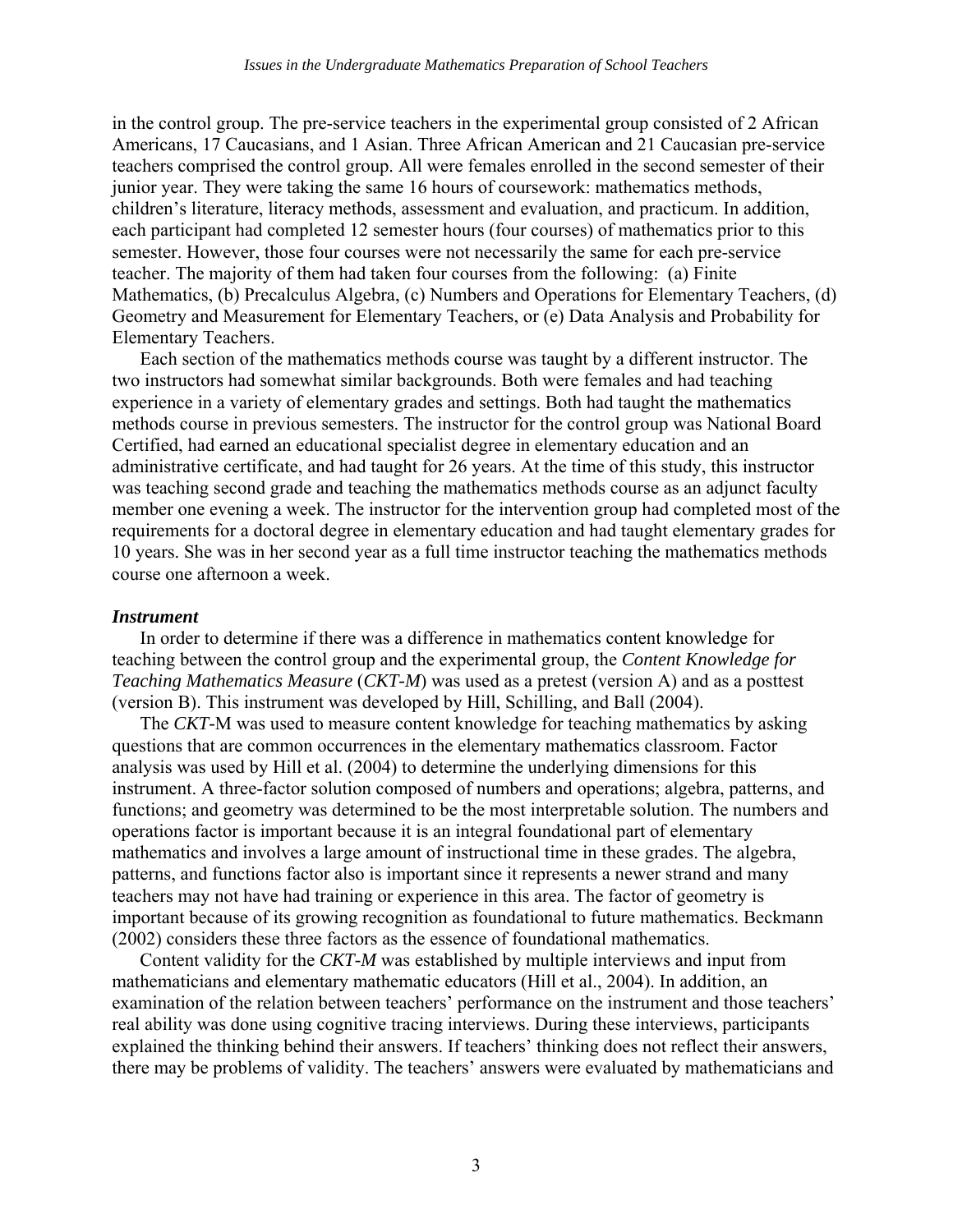in the control group. The pre-service teachers in the experimental group consisted of 2 African Americans, 17 Caucasians, and 1 Asian. Three African American and 21 Caucasian pre-service teachers comprised the control group. All were females enrolled in the second semester of their junior year. They were taking the same 16 hours of coursework: mathematics methods, children's literature, literacy methods, assessment and evaluation, and practicum. In addition, each participant had completed 12 semester hours (four courses) of mathematics prior to this semester. However, those four courses were not necessarily the same for each pre-service teacher. The majority of them had taken four courses from the following: (a) Finite Mathematics, (b) Precalculus Algebra, (c) Numbers and Operations for Elementary Teachers, (d) Geometry and Measurement for Elementary Teachers, or (e) Data Analysis and Probability for Elementary Teachers.

Each section of the mathematics methods course was taught by a different instructor. The two instructors had somewhat similar backgrounds. Both were females and had teaching experience in a variety of elementary grades and settings. Both had taught the mathematics methods course in previous semesters. The instructor for the control group was National Board Certified, had earned an educational specialist degree in elementary education and an administrative certificate, and had taught for 26 years. At the time of this study, this instructor was teaching second grade and teaching the mathematics methods course as an adjunct faculty member one evening a week. The instructor for the intervention group had completed most of the requirements for a doctoral degree in elementary education and had taught elementary grades for 10 years. She was in her second year as a full time instructor teaching the mathematics methods course one afternoon a week.

***Instrument***

In order to determine if there was a difference in mathematics content knowledge for teaching between the control group and the experimental group, the *Content Knowledge for Teaching Mathematics Measure* (*CKT-M*) was used as a pretest (version A) and as a posttest (version B). This instrument was developed by Hill, Schilling, and Ball (2004).

The *CKT*-M was used to measure content knowledge for teaching mathematics by asking questions that are common occurrences in the elementary mathematics classroom. Factor analysis was used by Hill et al. (2004) to determine the underlying dimensions for this instrument. A three-factor solution composed of numbers and operations; algebra, patterns, and functions; and geometry was determined to be the most interpretable solution. The numbers and operations factor is important because it is an integral foundational part of elementary mathematics and involves a large amount of instructional time in these grades. The algebra, patterns, and functions factor also is important since it represents a newer strand and many teachers may not have had training or experience in this area. The factor of geometry is important because of its growing recognition as foundational to future mathematics. Beckmann (2002) considers these three factors as the essence of foundational mathematics.

Content validity for the *CKT-M* was established by multiple interviews and input from mathematicians and elementary mathematic educators (Hill et al., 2004). In addition, an examination of the relation between teachers' performance on the instrument and those teachers' real ability was done using cognitive tracing interviews. During these interviews, participants explained the thinking behind their answers. If teachers' thinking does not reflect their answers, there may be problems of validity. The teachers' answers were evaluated by mathematicians and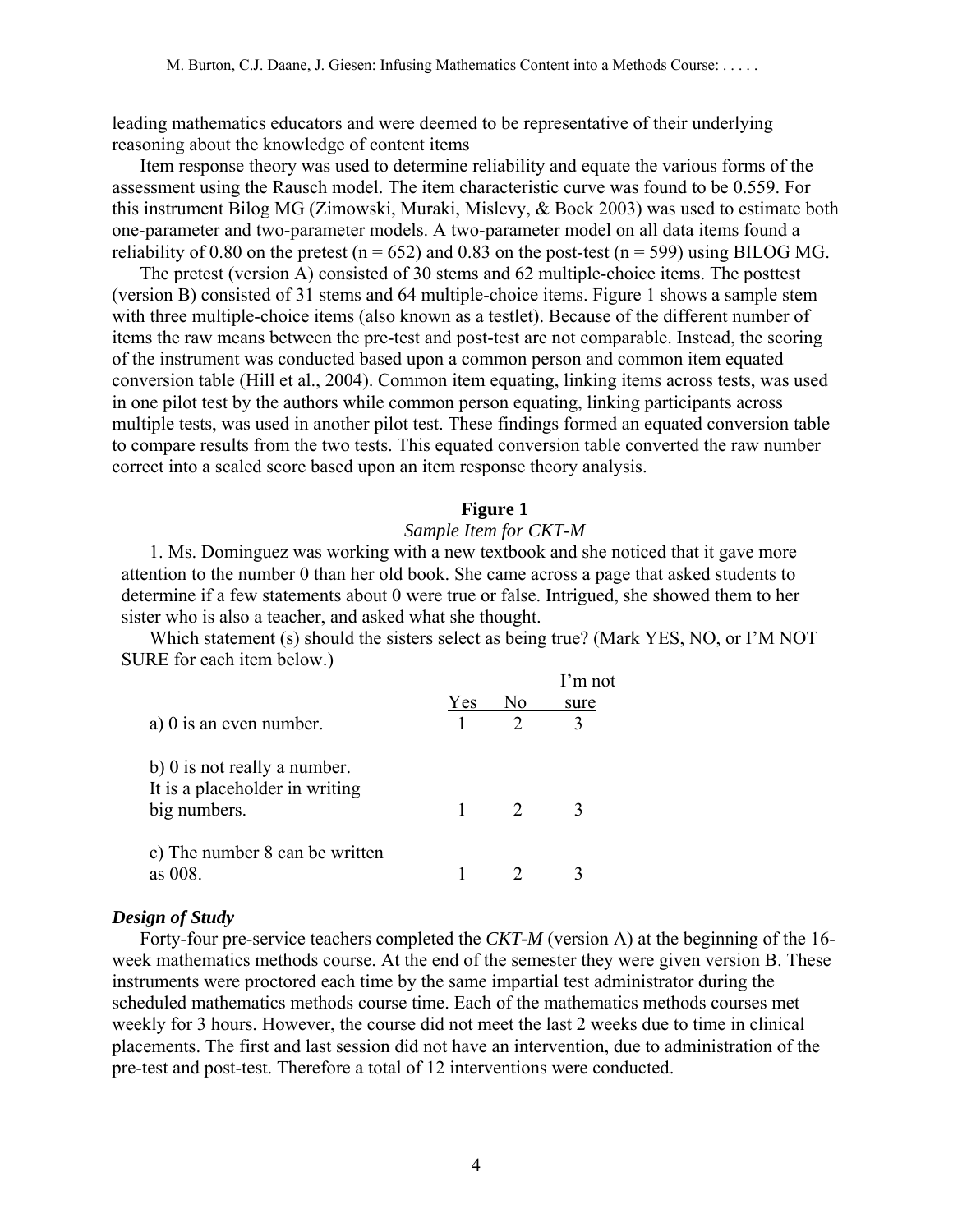leading mathematics educators and were deemed to be representative of their underlying reasoning about the knowledge of content items

Item response theory was used to determine reliability and equate the various forms of the assessment using the Rausch model. The item characteristic curve was found to be 0.559. For this instrument Bilog MG (Zimowski, Muraki, Mislevy, & Bock 2003) was used to estimate both one-parameter and two-parameter models. A two-parameter model on all data items found a reliability of 0.80 on the pretest (n = 652) and 0.83 on the post-test (n = 599) using BILOG MG.

The pretest (version A) consisted of 30 stems and 62 multiple-choice items. The posttest (version B) consisted of 31 stems and 64 multiple-choice items. Figure 1 shows a sample stem with three multiple-choice items (also known as a testlet). Because of the different number of items the raw means between the pre-test and post-test are not comparable. Instead, the scoring of the instrument was conducted based upon a common person and common item equated conversion table (Hill et al., 2004). Common item equating, linking items across tests, was used in one pilot test by the authors while common person equating, linking participants across multiple tests, was used in another pilot test. These findings formed an equated conversion table to compare results from the two tests. This equated conversion table converted the raw number correct into a scaled score based upon an item response theory analysis.

**Figure 1**

*Sample Item for CKT-M*

1. Ms. Dominguez was working with a new textbook and she noticed that it gave more attention to the number 0 than her old book. She came across a page that asked students to determine if a few statements about 0 were true or false. Intrigued, she showed them to her sister who is also a teacher, and asked what she thought.

Which statement (s) should the sisters select as being true? (Mark YES, NO, or I'M NOT SURE for each item below.)

| | Yes | No | I'm not sure |
|---|---|---|---|
| a) 0 is an even number. | 1 | 2 | 3 |
| b) 0 is not really a number. It is a placeholder in writing big numbers. | 1 | 2 | 3 |
| c) The number 8 can be written as 008. | 1 | 2 | 3 |

### *Design of Study*

Forty-four pre-service teachers completed the *CKT-M* (version A) at the beginning of the 16-week mathematics methods course. At the end of the semester they were given version B. These instruments were proctored each time by the same impartial test administrator during the scheduled mathematics methods course time. Each of the mathematics methods courses met weekly for 3 hours. However, the course did not meet the last 2 weeks due to time in clinical placements. The first and last session did not have an intervention, due to administration of the pre-test and post-test. Therefore a total of 12 interventions were conducted.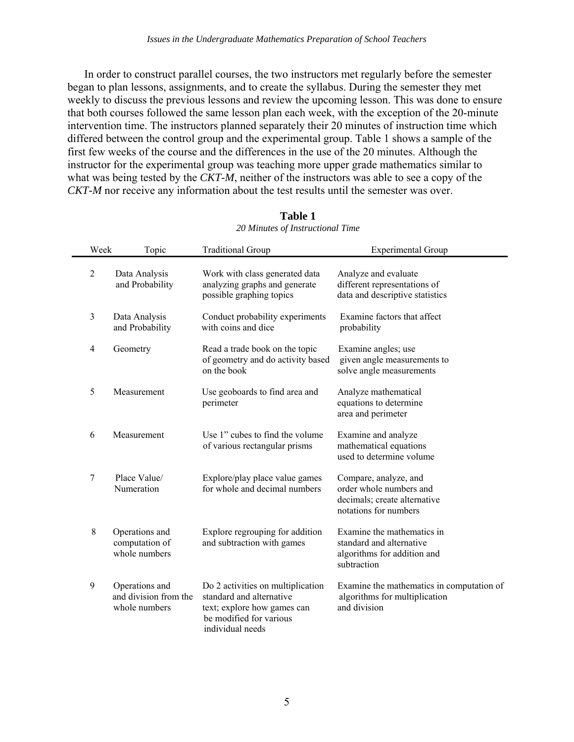In order to construct parallel courses, the two instructors met regularly before the semester began to plan lessons, assignments, and to create the syllabus. During the semester they met weekly to discuss the previous lessons and review the upcoming lesson. This was done to ensure that both courses followed the same lesson plan each week, with the exception of the 20-minute intervention time. The instructors planned separately their 20 minutes of instruction time which differed between the control group and the experimental group. Table 1 shows a sample of the first few weeks of the course and the differences in the use of the 20 minutes. Although the instructor for the experimental group was teaching more upper grade mathematics similar to what was being tested by the *CKT-M*, neither of the instructors was able to see a copy of the *CKT-M* nor receive any information about the test results until the semester was over.

**Table 1**

*20 Minutes of Instructional Time*

| Week | Topic | Traditional Group | Experimental Group |
|---|---|---|---|
| 2 | Data Analysis and Probability | Work with class generated data analyzing graphs and generate possible graphing topics | Analyze and evaluate different representations of data and descriptive statistics |
| 3 | Data Analysis and Probability | Conduct probability experiments with coins and dice | Examine factors that affect probability |
| 4 | Geometry | Read a trade book on the topic of geometry and do activity based on the book | Examine angles; use given angle measurements to solve angle measurements |
| 5 | Measurement | Use geoboards to find area and perimeter | Analyze mathematical equations to determine area and perimeter |
| 6 | Measurement | Use 1" cubes to find the volume of various rectangular prisms | Examine and analyze mathematical equations used to determine volume |
| 7 | Place Value/ Numeration | Explore/play place value games for whole and decimal numbers | Compare, analyze, and order whole numbers and decimals; create alternative notations for numbers |
| 8 | Operations and computation of whole numbers | Explore regrouping for addition and subtraction with games | Examine the mathematics in standard and alternative algorithms for addition and subtraction |
| 9 | Operations and and division from the whole numbers | Do 2 activities on multiplication standard and alternative text; explore how games can be modified for various individual needs | Examine the mathematics in computation of algorithms for multiplication and division |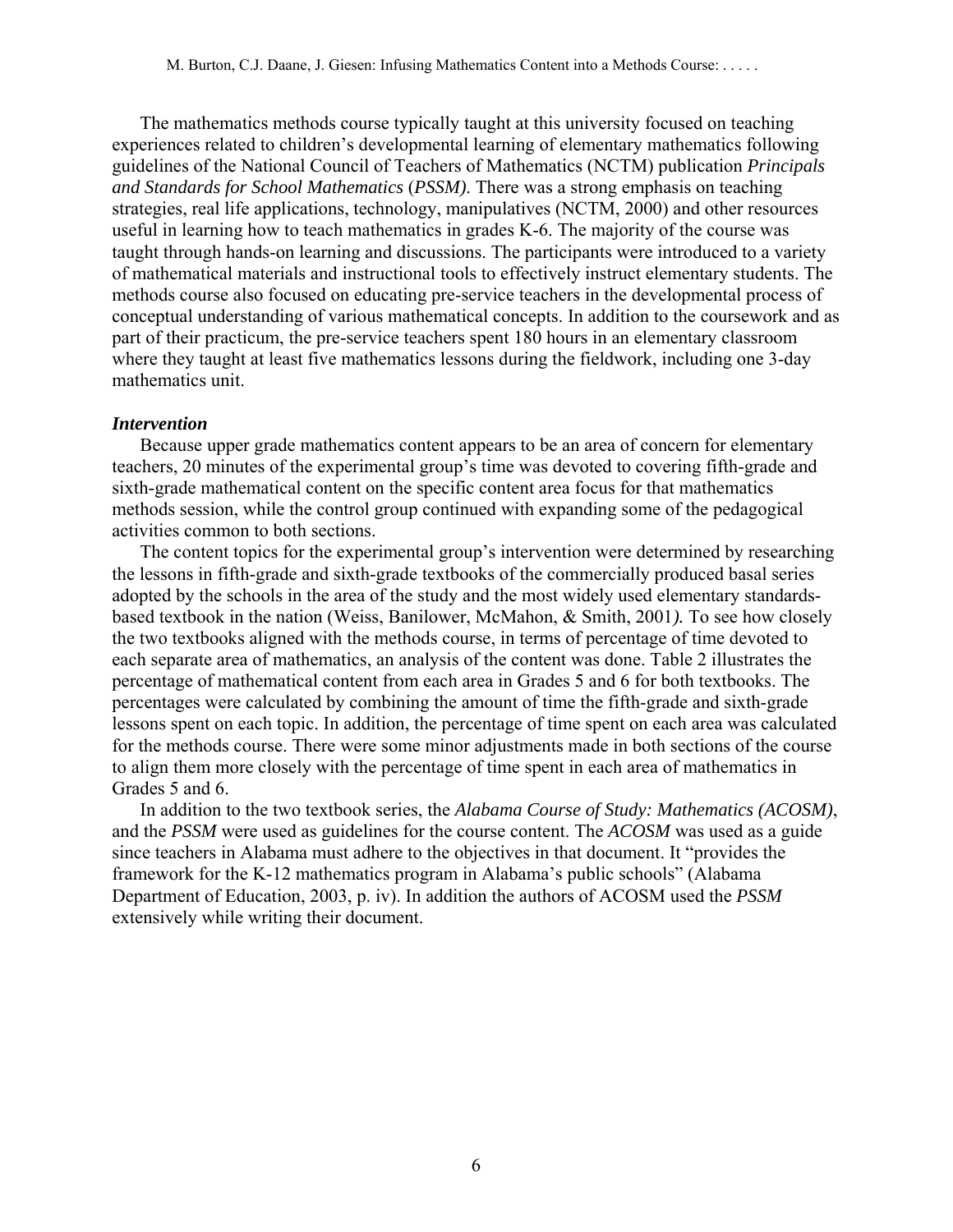The mathematics methods course typically taught at this university focused on teaching experiences related to children's developmental learning of elementary mathematics following guidelines of the National Council of Teachers of Mathematics (NCTM) publication *Principals and Standards for School Mathematics* (*PSSM)*. There was a strong emphasis on teaching strategies, real life applications, technology, manipulatives (NCTM, 2000) and other resources useful in learning how to teach mathematics in grades K-6. The majority of the course was taught through hands-on learning and discussions. The participants were introduced to a variety of mathematical materials and instructional tools to effectively instruct elementary students. The methods course also focused on educating pre-service teachers in the developmental process of conceptual understanding of various mathematical concepts. In addition to the coursework and as part of their practicum, the pre-service teachers spent 180 hours in an elementary classroom where they taught at least five mathematics lessons during the fieldwork, including one 3-day mathematics unit.

### *Intervention*

Because upper grade mathematics content appears to be an area of concern for elementary teachers, 20 minutes of the experimental group's time was devoted to covering fifth-grade and sixth-grade mathematical content on the specific content area focus for that mathematics methods session, while the control group continued with expanding some of the pedagogical activities common to both sections.

The content topics for the experimental group's intervention were determined by researching the lessons in fifth-grade and sixth-grade textbooks of the commercially produced basal series adopted by the schools in the area of the study and the most widely used elementary standards-based textbook in the nation (Weiss, Banilower, McMahon, & Smith, 2001*).* To see how closely the two textbooks aligned with the methods course, in terms of percentage of time devoted to each separate area of mathematics, an analysis of the content was done. Table 2 illustrates the percentage of mathematical content from each area in Grades 5 and 6 for both textbooks. The percentages were calculated by combining the amount of time the fifth-grade and sixth-grade lessons spent on each topic. In addition, the percentage of time spent on each area was calculated for the methods course. There were some minor adjustments made in both sections of the course to align them more closely with the percentage of time spent in each area of mathematics in Grades 5 and 6.

In addition to the two textbook series, the *Alabama Course of Study: Mathematics (ACOSM)*, and the *PSSM* were used as guidelines for the course content. The *ACOSM* was used as a guide since teachers in Alabama must adhere to the objectives in that document. It "provides the framework for the K-12 mathematics program in Alabama's public schools" (Alabama Department of Education, 2003, p. iv). In addition the authors of ACOSM used the *PSSM* extensively while writing their document.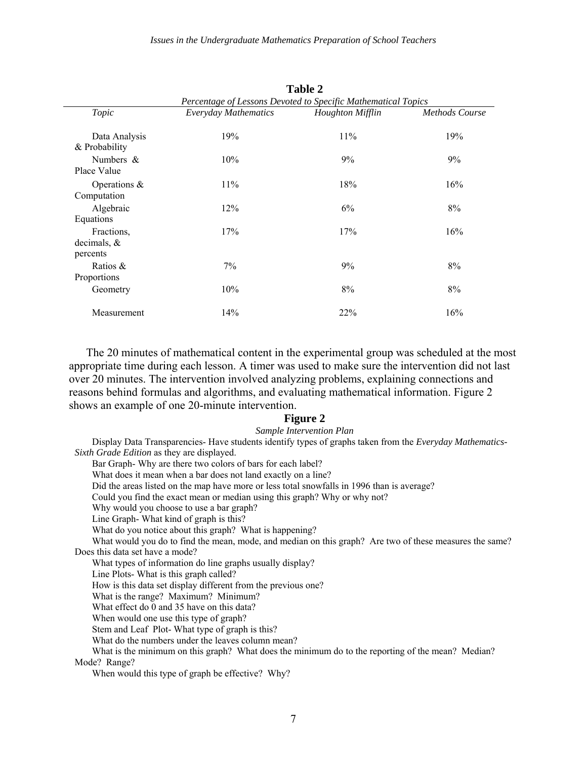**Table 2**

*Percentage of Lessons Devoted to Specific Mathematical Topics*

| *Topic* | *Everyday Mathematics* | *Houghton Mifflin* | *Methods Course* |
|---|---|---|---|
| Data Analysis & Probability | 19% | 11% | 19% |
| Numbers & Place Value | 10% | 9% | 9% |
| Operations & Computation | 11% | 18% | 16% |
| Algebraic Equations | 12% | 6% | 8% |
| Fractions, decimals, & percents | 17% | 17% | 16% |
| Ratios & Proportions | 7% | 9% | 8% |
| Geometry | 10% | 8% | 8% |
| Measurement | 14% | 22% | 16% |

The 20 minutes of mathematical content in the experimental group was scheduled at the most appropriate time during each lesson. A timer was used to make sure the intervention did not last over 20 minutes. The intervention involved analyzing problems, explaining connections and reasons behind formulas and algorithms, and evaluating mathematical information. Figure 2 shows an example of one 20-minute intervention.

**Figure 2**

*Sample Intervention Plan*

Display Data Transparencies- Have students identify types of graphs taken from the *Everyday Mathematics-Sixth Grade Edition* as they are displayed.

Bar Graph- Why are there two colors of bars for each label?

What does it mean when a bar does not land exactly on a line?

Did the areas listed on the map have more or less total snowfalls in 1996 than is average?

Could you find the exact mean or median using this graph? Why or why not?

Why would you choose to use a bar graph?

Line Graph- What kind of graph is this?

What do you notice about this graph? What is happening?

What would you do to find the mean, mode, and median on this graph? Are two of these measures the same? Does this data set have a mode?

What types of information do line graphs usually display?

Line Plots- What is this graph called?

How is this data set display different from the previous one?

What is the range? Maximum? Minimum?

What effect do 0 and 35 have on this data?

When would one use this type of graph?

Stem and Leaf Plot- What type of graph is this?

What do the numbers under the leaves column mean?

What is the minimum on this graph? What does the minimum do to the reporting of the mean? Median? Mode? Range?

When would this type of graph be effective? Why?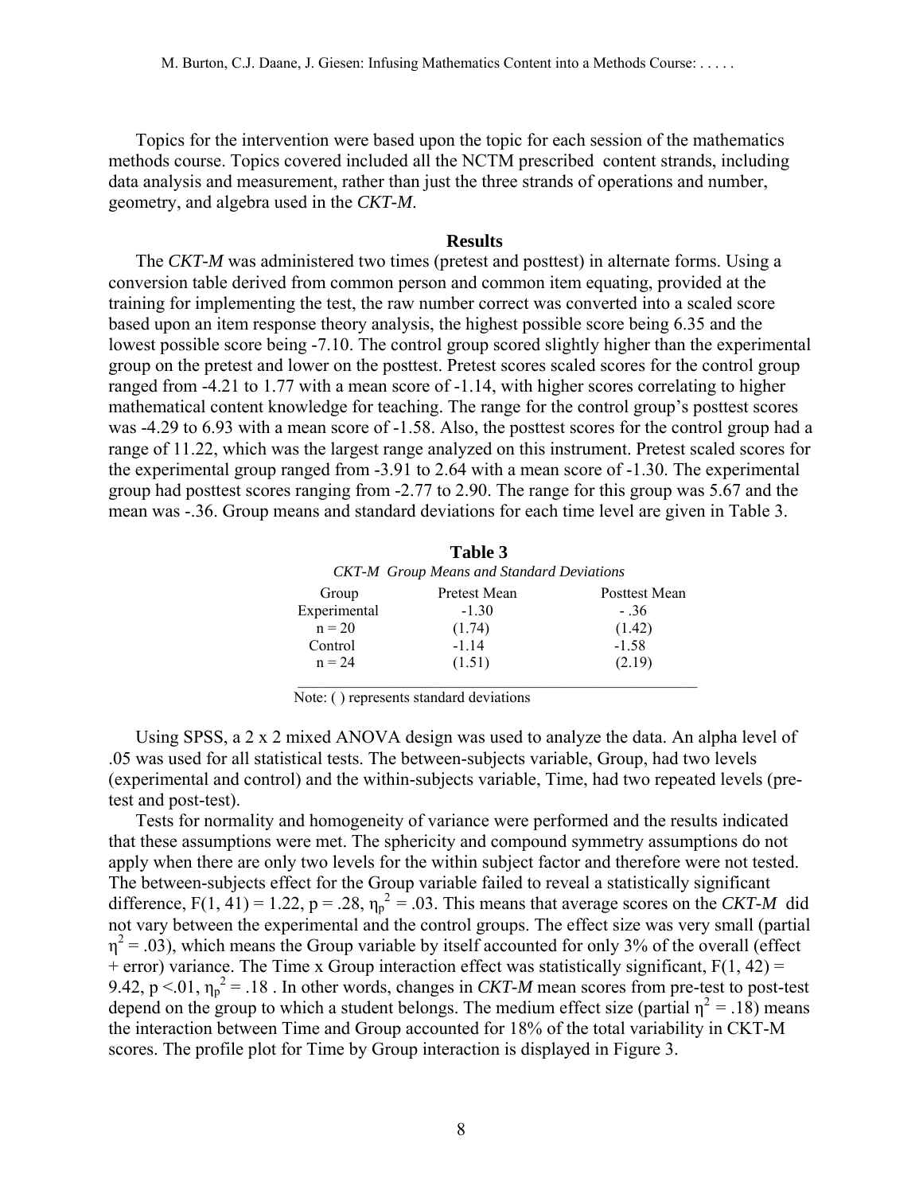Topics for the intervention were based upon the topic for each session of the mathematics methods course. Topics covered included all the NCTM prescribed content strands, including data analysis and measurement, rather than just the three strands of operations and number, geometry, and algebra used in the *CKT-M*.

## Results

The *CKT-M* was administered two times (pretest and posttest) in alternate forms. Using a conversion table derived from common person and common item equating, provided at the training for implementing the test, the raw number correct was converted into a scaled score based upon an item response theory analysis, the highest possible score being 6.35 and the lowest possible score being -7.10. The control group scored slightly higher than the experimental group on the pretest and lower on the posttest. Pretest scores scaled scores for the control group ranged from -4.21 to 1.77 with a mean score of -1.14, with higher scores correlating to higher mathematical content knowledge for teaching. The range for the control group's posttest scores was -4.29 to 6.93 with a mean score of -1.58. Also, the posttest scores for the control group had a range of 11.22, which was the largest range analyzed on this instrument. Pretest scaled scores for the experimental group ranged from -3.91 to 2.64 with a mean score of -1.30. The experimental group had posttest scores ranging from -2.77 to 2.90. The range for this group was 5.67 and the mean was -.36. Group means and standard deviations for each time level are given in Table 3.

**Table 3**

*CKT-M Group Means and Standard Deviations*

| Group | Pretest Mean | Posttest Mean |
|---|---|---|
| Experimental | -1.30 | - .36 |
| n = 20 | (1.74) | (1.42) |
| Control | -1.14 | -1.58 |
| n = 24 | (1.51) | (2.19) |

Note: ( ) represents standard deviations

Using SPSS, a 2 x 2 mixed ANOVA design was used to analyze the data. An alpha level of .05 was used for all statistical tests. The between-subjects variable, Group, had two levels (experimental and control) and the within-subjects variable, Time, had two repeated levels (pre-test and post-test).

Tests for normality and homogeneity of variance were performed and the results indicated that these assumptions were met. The sphericity and compound symmetry assumptions do not apply when there are only two levels for the within subject factor and therefore were not tested. The between-subjects effect for the Group variable failed to reveal a statistically significant difference, $F(1, 41) = 1.22$, $p = .28$, $\eta_p^2 = .03$. This means that average scores on the *CKT-M* did not vary between the experimental and the control groups. The effect size was very small (partial $\eta^2 = .03$), which means the Group variable by itself accounted for only 3% of the overall (effect + error) variance. The Time x Group interaction effect was statistically significant, $F(1, 42) = 9.42$, $p < .01$, $\eta_p^2 = .18$ . In other words, changes in *CKT-M* mean scores from pre-test to post-test depend on the group to which a student belongs. The medium effect size (partial $\eta^2 = .18$) means the interaction between Time and Group accounted for 18% of the total variability in CKT-M scores. The profile plot for Time by Group interaction is displayed in Figure 3.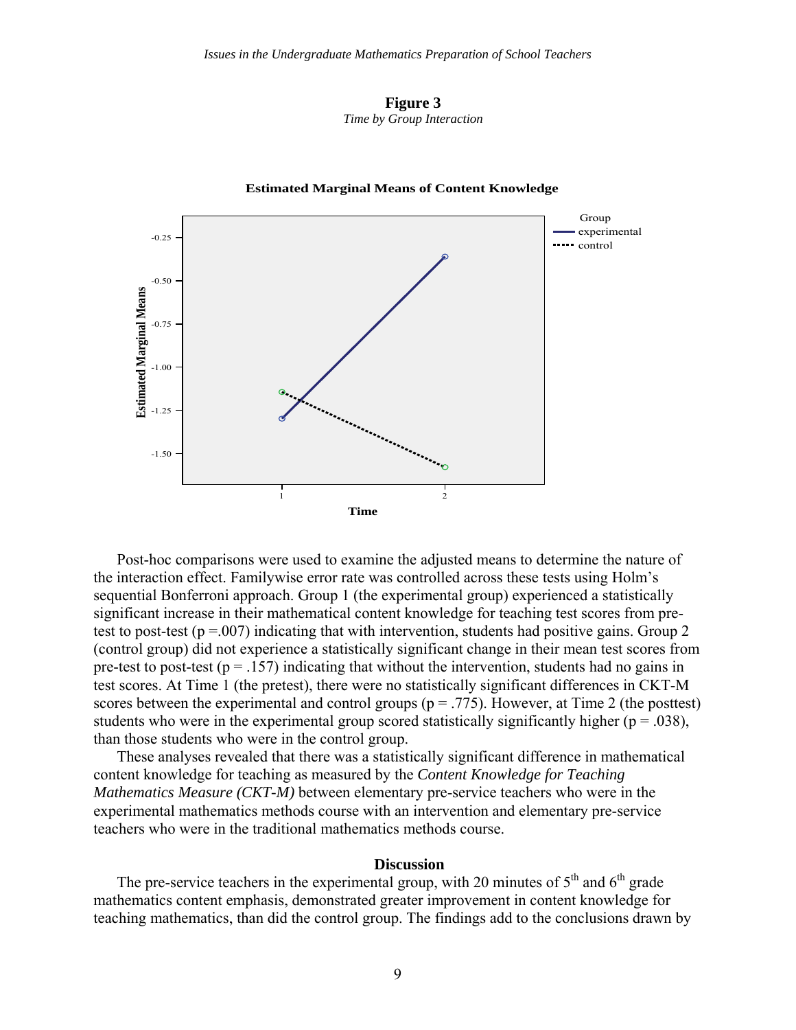**Figure 3**

*Time by Group Interaction*

Post-hoc comparisons were used to examine the adjusted means to determine the nature of the interaction effect. Familywise error rate was controlled across these tests using Holm's sequential Bonferroni approach. Group 1 (the experimental group) experienced a statistically significant increase in their mathematical content knowledge for teaching test scores from pre-test to post-test ($p = .007$) indicating that with intervention, students had positive gains. Group 2 (control group) did not experience a statistically significant change in their mean test scores from pre-test to post-test ($p = .157$) indicating that without the intervention, students had no gains in test scores. At Time 1 (the pretest), there were no statistically significant differences in CKT-M scores between the experimental and control groups ($p = .775$). However, at Time 2 (the posttest) students who were in the experimental group scored statistically significantly higher ($p = .038$), than those students who were in the control group.

These analyses revealed that there was a statistically significant difference in mathematical content knowledge for teaching as measured by the *Content Knowledge for Teaching Mathematics Measure (CKT-M)* between elementary pre-service teachers who were in the experimental mathematics methods course with an intervention and elementary pre-service teachers who were in the traditional mathematics methods course.

## Discussion

The pre-service teachers in the experimental group, with 20 minutes of 5th and 6th grade mathematics content emphasis, demonstrated greater improvement in content knowledge for teaching mathematics, than did the control group. The findings add to the conclusions drawn by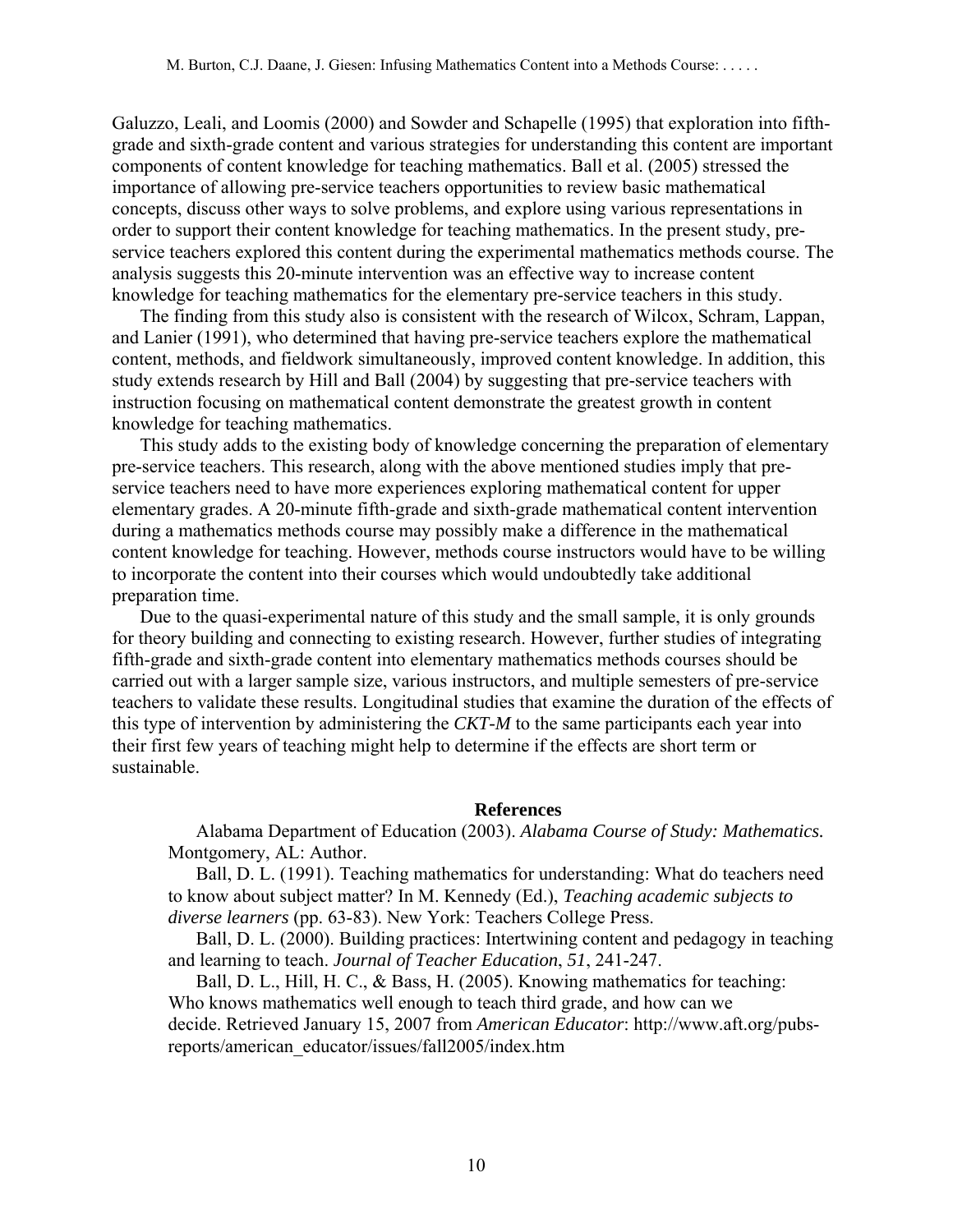Galuzzo, Leali, and Loomis (2000) and Sowder and Schapelle (1995) that exploration into fifth-grade and sixth-grade content and various strategies for understanding this content are important components of content knowledge for teaching mathematics. Ball et al. (2005) stressed the importance of allowing pre-service teachers opportunities to review basic mathematical concepts, discuss other ways to solve problems, and explore using various representations in order to support their content knowledge for teaching mathematics. In the present study, pre-service teachers explored this content during the experimental mathematics methods course. The analysis suggests this 20-minute intervention was an effective way to increase content knowledge for teaching mathematics for the elementary pre-service teachers in this study.

The finding from this study also is consistent with the research of Wilcox, Schram, Lappan, and Lanier (1991), who determined that having pre-service teachers explore the mathematical content, methods, and fieldwork simultaneously, improved content knowledge. In addition, this study extends research by Hill and Ball (2004) by suggesting that pre-service teachers with instruction focusing on mathematical content demonstrate the greatest growth in content knowledge for teaching mathematics.

This study adds to the existing body of knowledge concerning the preparation of elementary pre-service teachers. This research, along with the above mentioned studies imply that pre-service teachers need to have more experiences exploring mathematical content for upper elementary grades. A 20-minute fifth-grade and sixth-grade mathematical content intervention during a mathematics methods course may possibly make a difference in the mathematical content knowledge for teaching. However, methods course instructors would have to be willing to incorporate the content into their courses which would undoubtedly take additional preparation time.

Due to the quasi-experimental nature of this study and the small sample, it is only grounds for theory building and connecting to existing research. However, further studies of integrating fifth-grade and sixth-grade content into elementary mathematics methods courses should be carried out with a larger sample size, various instructors, and multiple semesters of pre-service teachers to validate these results. Longitudinal studies that examine the duration of the effects of this type of intervention by administering the *CKT-M* to the same participants each year into their first few years of teaching might help to determine if the effects are short term or sustainable.

## References

Alabama Department of Education (2003). *Alabama Course of Study: Mathematics.* Montgomery, AL: Author.

Ball, D. L. (1991). Teaching mathematics for understanding: What do teachers need to know about subject matter? In M. Kennedy (Ed.), *Teaching academic subjects to diverse learners* (pp. 63-83). New York: Teachers College Press.

Ball, D. L. (2000). Building practices: Intertwining content and pedagogy in teaching and learning to teach. *Journal of Teacher Education*, *51*, 241-247.

Ball, D. L., Hill, H. C., & Bass, H. (2005). Knowing mathematics for teaching: Who knows mathematics well enough to teach third grade, and how can we decide. Retrieved January 15, 2007 from *American Educator*: http://www.aft.org/pubs-reports/american_educator/issues/fall2005/index.htm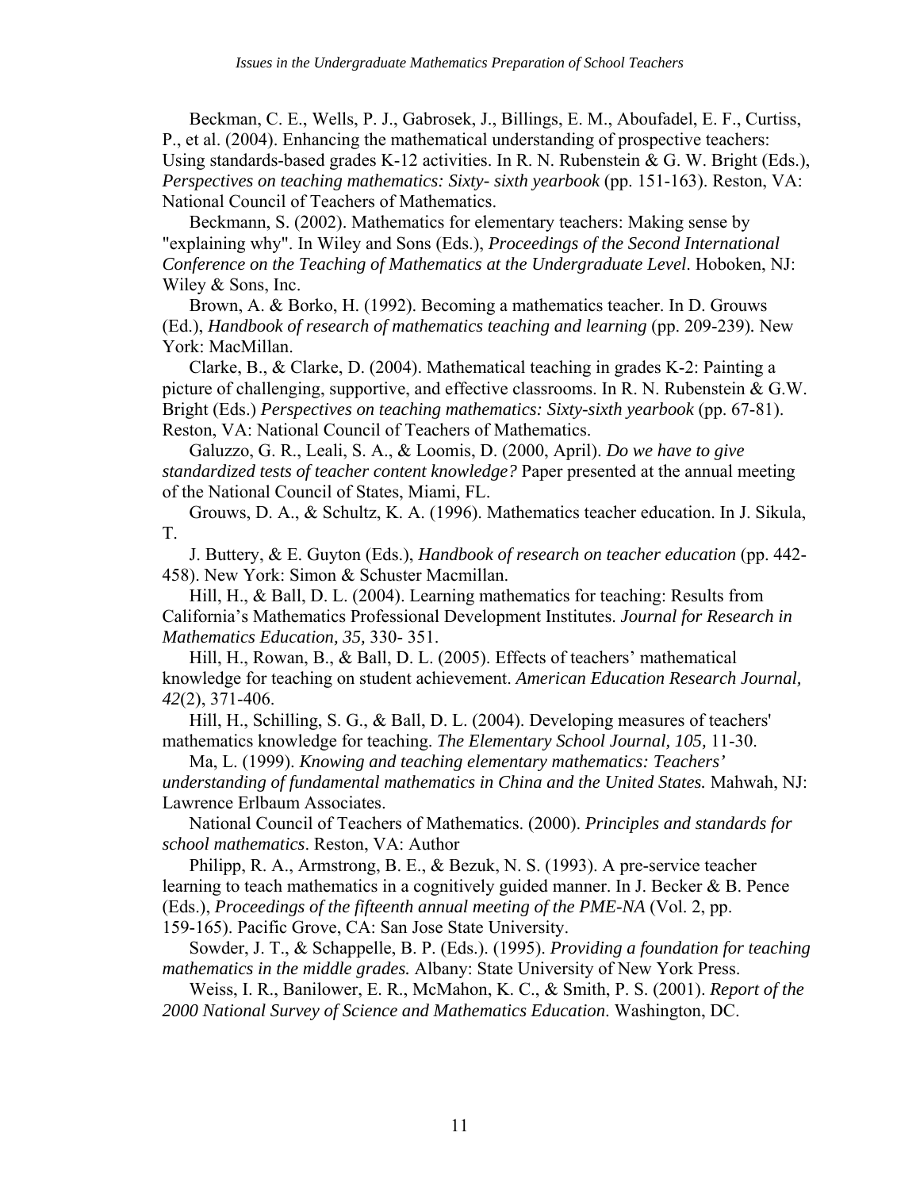Beckman, C. E., Wells, P. J., Gabrosek, J., Billings, E. M., Aboufadel, E. F., Curtiss, P., et al. (2004). Enhancing the mathematical understanding of prospective teachers: Using standards-based grades K-12 activities. In R. N. Rubenstein & G. W. Bright (Eds.), *Perspectives on teaching mathematics: Sixty- sixth yearbook* (pp. 151-163). Reston, VA: National Council of Teachers of Mathematics.

Beckmann, S. (2002). Mathematics for elementary teachers: Making sense by "explaining why". In Wiley and Sons (Eds.), *Proceedings of the Second International Conference on the Teaching of Mathematics at the Undergraduate Level*. Hoboken, NJ: Wiley & Sons, Inc.

Brown, A. & Borko, H. (1992). Becoming a mathematics teacher. In D. Grouws (Ed.), *Handbook of research of mathematics teaching and learning* (pp. 209-239). New York: MacMillan.

Clarke, B., & Clarke, D. (2004). Mathematical teaching in grades K-2: Painting a picture of challenging, supportive, and effective classrooms. In R. N. Rubenstein & G.W. Bright (Eds.) *Perspectives on teaching mathematics: Sixty-sixth yearbook* (pp. 67-81). Reston, VA: National Council of Teachers of Mathematics.

Galuzzo, G. R., Leali, S. A., & Loomis, D. (2000, April). *Do we have to give standardized tests of teacher content knowledge?* Paper presented at the annual meeting of the National Council of States, Miami, FL.

Grouws, D. A., & Schultz, K. A. (1996). Mathematics teacher education. In J. Sikula, T.

J. Buttery, & E. Guyton (Eds.), *Handbook of research on teacher education* (pp. 442-458). New York: Simon & Schuster Macmillan.

Hill, H., & Ball, D. L. (2004). Learning mathematics for teaching: Results from California's Mathematics Professional Development Institutes. *Journal for Research in Mathematics Education, 35,* 330- 351.

Hill, H., Rowan, B., & Ball, D. L. (2005). Effects of teachers' mathematical knowledge for teaching on student achievement. *American Education Research Journal, 42*(2), 371-406.

Hill, H., Schilling, S. G., & Ball, D. L. (2004). Developing measures of teachers' mathematics knowledge for teaching. *The Elementary School Journal, 105,* 11-30.

Ma, L. (1999). *Knowing and teaching elementary mathematics: Teachers' understanding of fundamental mathematics in China and the United States.* Mahwah, NJ: Lawrence Erlbaum Associates.

National Council of Teachers of Mathematics. (2000). *Principles and standards for school mathematics*. Reston, VA: Author

Philipp, R. A., Armstrong, B. E., & Bezuk, N. S. (1993). A pre-service teacher learning to teach mathematics in a cognitively guided manner. In J. Becker & B. Pence (Eds.), *Proceedings of the fifteenth annual meeting of the PME-NA* (Vol. 2, pp. 159-165). Pacific Grove, CA: San Jose State University.

Sowder, J. T., & Schappelle, B. P. (Eds.). (1995). *Providing a foundation for teaching mathematics in the middle grades.* Albany: State University of New York Press.

Weiss, I. R., Banilower, E. R., McMahon, K. C., & Smith, P. S. (2001). *Report of the 2000 National Survey of Science and Mathematics Education*. Washington, DC.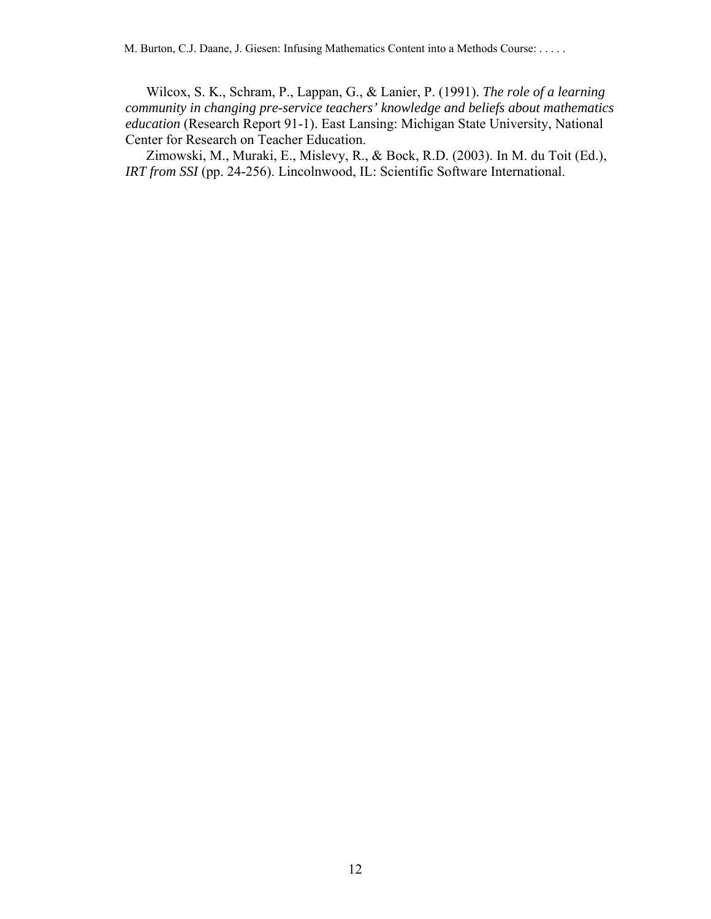Wilcox, S. K., Schram, P., Lappan, G., & Lanier, P. (1991). *The role of a learning community in changing pre-service teachers' knowledge and beliefs about mathematics education* (Research Report 91-1). East Lansing: Michigan State University, National Center for Research on Teacher Education.

Zimowski, M., Muraki, E., Mislevy, R., & Bock, R.D. (2003). In M. du Toit (Ed.), *IRT from SSI* (pp. 24-256). Lincolnwood, IL: Scientific Software International.